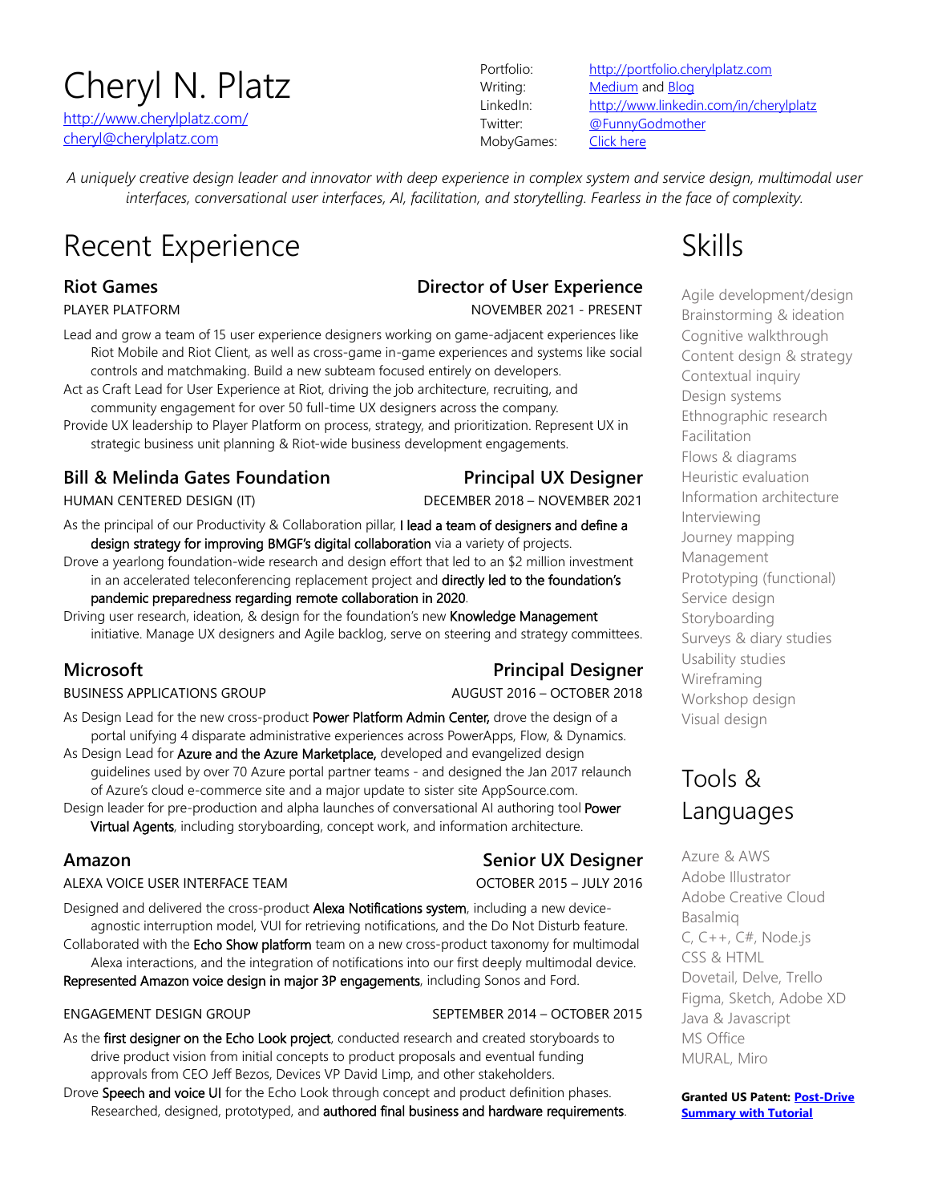# Cheryl N. Platz

http://www.cherylplatz.com/
cheryl@cherylplatz.com

Portfolio: http://portfolio.cherylplatz.com
Writing: Medium and Blog
LinkedIn: http://www.linkedin.com/in/cherylplatz
Twitter: @FunnyGodmother
MobyGames: Click here

*A uniquely creative design leader and innovator with deep experience in complex system and service design, multimodal user interfaces, conversational user interfaces, AI, facilitation, and storytelling. Fearless in the face of complexity.*

## Recent Experience

### Riot Games — Director of User Experience

PLAYER PLATFORM — NOVEMBER 2021 - PRESENT

Lead and grow a team of 15 user experience designers working on game-adjacent experiences like Riot Mobile and Riot Client, as well as cross-game in-game experiences and systems like social controls and matchmaking. Build a new subteam focused entirely on developers.

Act as Craft Lead for User Experience at Riot, driving the job architecture, recruiting, and community engagement for over 50 full-time UX designers across the company.

Provide UX leadership to Player Platform on process, strategy, and prioritization. Represent UX in strategic business unit planning & Riot-wide business development engagements.

### Bill & Melinda Gates Foundation — Principal UX Designer

HUMAN CENTERED DESIGN (IT) — DECEMBER 2018 – NOVEMBER 2021

As the principal of our Productivity & Collaboration pillar, I lead a team of designers and define a design strategy for improving BMGF's digital collaboration via a variety of projects.

Drove a yearlong foundation-wide research and design effort that led to an $2 million investment in an accelerated teleconferencing replacement project and directly led to the foundation's pandemic preparedness regarding remote collaboration in 2020.

Driving user research, ideation, & design for the foundation's new Knowledge Management initiative. Manage UX designers and Agile backlog, serve on steering and strategy committees.

### Microsoft — Principal Designer

BUSINESS APPLICATIONS GROUP — AUGUST 2016 – OCTOBER 2018

As Design Lead for the new cross-product Power Platform Admin Center, drove the design of a portal unifying 4 disparate administrative experiences across PowerApps, Flow, & Dynamics.

As Design Lead for Azure and the Azure Marketplace, developed and evangelized design guidelines used by over 70 Azure portal partner teams - and designed the Jan 2017 relaunch of Azure's cloud e-commerce site and a major update to sister site AppSource.com.

Design leader for pre-production and alpha launches of conversational AI authoring tool Power Virtual Agents, including storyboarding, concept work, and information architecture.

### Amazon — Senior UX Designer

ALEXA VOICE USER INTERFACE TEAM — OCTOBER 2015 – JULY 2016

Designed and delivered the cross-product Alexa Notifications system, including a new device-agnostic interruption model, VUI for retrieving notifications, and the Do Not Disturb feature.

Collaborated with the Echo Show platform team on a new cross-product taxonomy for multimodal Alexa interactions, and the integration of notifications into our first deeply multimodal device.

Represented Amazon voice design in major 3P engagements, including Sonos and Ford.

ENGAGEMENT DESIGN GROUP — SEPTEMBER 2014 – OCTOBER 2015

As the first designer on the Echo Look project, conducted research and created storyboards to drive product vision from initial concepts to product proposals and eventual funding approvals from CEO Jeff Bezos, Devices VP David Limp, and other stakeholders.

Drove Speech and voice UI for the Echo Look through concept and product definition phases. Researched, designed, prototyped, and authored final business and hardware requirements.

## Skills

Agile development/design
Brainstorming & ideation
Cognitive walkthrough
Content design & strategy
Contextual inquiry
Design systems
Ethnographic research
Facilitation
Flows & diagrams
Heuristic evaluation
Information architecture
Interviewing
Journey mapping
Management
Prototyping (functional)
Service design
Storyboarding
Surveys & diary studies
Usability studies
Wireframing
Workshop design
Visual design

## Tools & Languages

Azure & AWS
Adobe Illustrator
Adobe Creative Cloud
Basalmiq
C, C++, C#, Node.js
CSS & HTML
Dovetail, Delve, Trello
Figma, Sketch, Adobe XD
Java & Javascript
MS Office
MURAL, Miro

**Granted US Patent: Post-Drive Summary with Tutorial**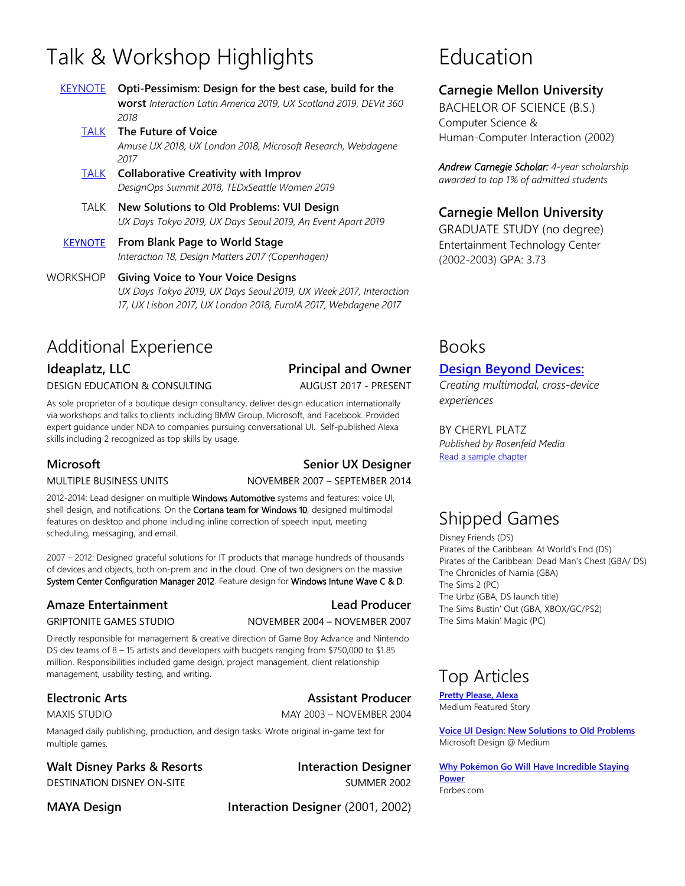# Talk & Workshop Highlights

KEYNOTE **Opti-Pessimism: Design for the best case, build for the worst** *Interaction Latin America 2019, UX Scotland 2019, DEVit 360 2018*

TALK **The Future of Voice**
*Amuse UX 2018, UX London 2018, Microsoft Research, Webdagene 2017*

TALK **Collaborative Creativity with Improv**
*DesignOps Summit 2018, TEDxSeattle Women 2019*

TALK **New Solutions to Old Problems: VUI Design**
*UX Days Tokyo 2019, UX Days Seoul 2019, An Event Apart 2019*

KEYNOTE **From Blank Page to World Stage**
*Interaction 18, Design Matters 2017 (Copenhagen)*

WORKSHOP **Giving Voice to Your Voice Designs**
*UX Days Tokyo 2019, UX Days Seoul 2019, UX Week 2017, Interaction 17, UX Lisbon 2017, UX London 2018, EuroIA 2017, Webdagene 2017*

## Additional Experience

### Ideaplatz, LLC — Principal and Owner
DESIGN EDUCATION & CONSULTING — AUGUST 2017 - PRESENT

As sole proprietor of a boutique design consultancy, deliver design education internationally via workshops and talks to clients including BMW Group, Microsoft, and Facebook. Provided expert guidance under NDA to companies pursuing conversational UI. Self-published Alexa skills including 2 recognized as top skills by usage.

### Microsoft — Senior UX Designer
MULTIPLE BUSINESS UNITS — NOVEMBER 2007 – SEPTEMBER 2014

2012-2014: Lead designer on multiple Windows Automotive systems and features: voice UI, shell design, and notifications. On the Cortana team for Windows 10, designed multimodal features on desktop and phone including inline correction of speech input, meeting scheduling, messaging, and email.

2007 – 2012: Designed graceful solutions for IT products that manage hundreds of thousands of devices and objects, both on-prem and in the cloud. One of two designers on the massive System Center Configuration Manager 2012. Feature design for Windows Intune Wave C & D.

### Amaze Entertainment — Lead Producer
GRIPTONITE GAMES STUDIO — NOVEMBER 2004 – NOVEMBER 2007

Directly responsible for management & creative direction of Game Boy Advance and Nintendo DS dev teams of 8 – 15 artists and developers with budgets ranging from $750,000 to $1.85 million. Responsibilities included game design, project management, client relationship management, usability testing, and writing.

### Electronic Arts — Assistant Producer
MAXIS STUDIO — MAY 2003 – NOVEMBER 2004

Managed daily publishing, production, and design tasks. Wrote original in-game text for multiple games.

### Walt Disney Parks & Resorts — Interaction Designer
DESTINATION DISNEY ON-SITE — SUMMER 2002

### MAYA Design — Interaction Designer (2001, 2002)

# Education

### Carnegie Mellon University
BACHELOR OF SCIENCE (B.S.)
Computer Science &
Human-Computer Interaction (2002)

***Andrew Carnegie Scholar:*** *4-year scholarship awarded to top 1% of admitted students*

### Carnegie Mellon University
GRADUATE STUDY (no degree)
Entertainment Technology Center
(2002-2003) GPA: 3.73

## Books

### Design Beyond Devices:
*Creating multimodal, cross-device experiences*

BY CHERYL PLATZ
*Published by Rosenfeld Media*
Read a sample chapter

## Shipped Games

Disney Friends (DS)
Pirates of the Caribbean: At World's End (DS)
Pirates of the Caribbean: Dead Man's Chest (GBA/ DS)
The Chronicles of Narnia (GBA)
The Sims 2 (PC)
The Urbz (GBA, DS launch title)
The Sims Bustin' Out (GBA, XBOX/GC/PS2)
The Sims Makin' Magic (PC)

## Top Articles

**Pretty Please, Alexa**
Medium Featured Story

**Voice UI Design: New Solutions to Old Problems**
Microsoft Design @ Medium

**Why Pokémon Go Will Have Incredible Staying Power**
Forbes.com